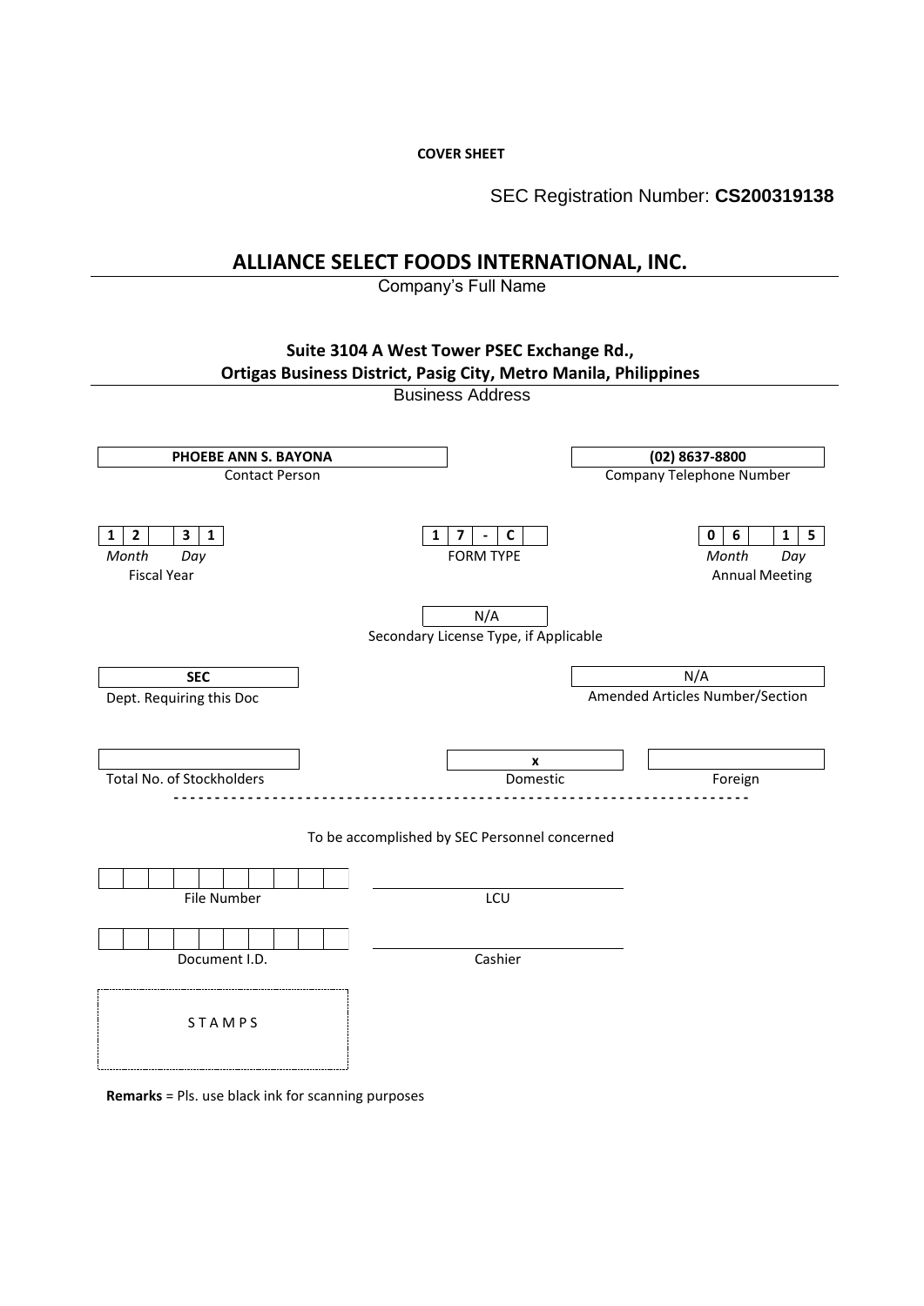**COVER SHEET**

SEC Registration Number: **CS200319138**

## ALLIANCE SELECT FOODS INTERNATIONAL, INC.

Company's Full Name

**Suite 3104 A West Tower PSEC Exchange Rd.,**
**Ortigas Business District, Pasig City, Metro Manila, Philippines**

Business Address

| **PHOEBE ANN S. BAYONA** | **(02) 8637-8800** |
|---|---|
| Contact Person | Company Telephone Number |

| **1 2 3 1** | **1 7 - C** | **0 6 1 5** |
|---|---|---|
| *Month* *Day* | FORM TYPE | *Month* *Day* |
| Fiscal Year | | Annual Meeting |

N/A
Secondary License Type, if Applicable

| **SEC** | N/A |
|---|---|
| Dept. Requiring this Doc | Amended Articles Number/Section |

| | **x** | |
|---|---|---|
| Total No. of Stockholders | Domestic | Foreign |

---

To be accomplished by SEC Personnel concerned

| | |
|---|---|
| File Number | LCU |
| Document I.D. | Cashier |

S T A M P S

**Remarks** = Pls. use black ink for scanning purposes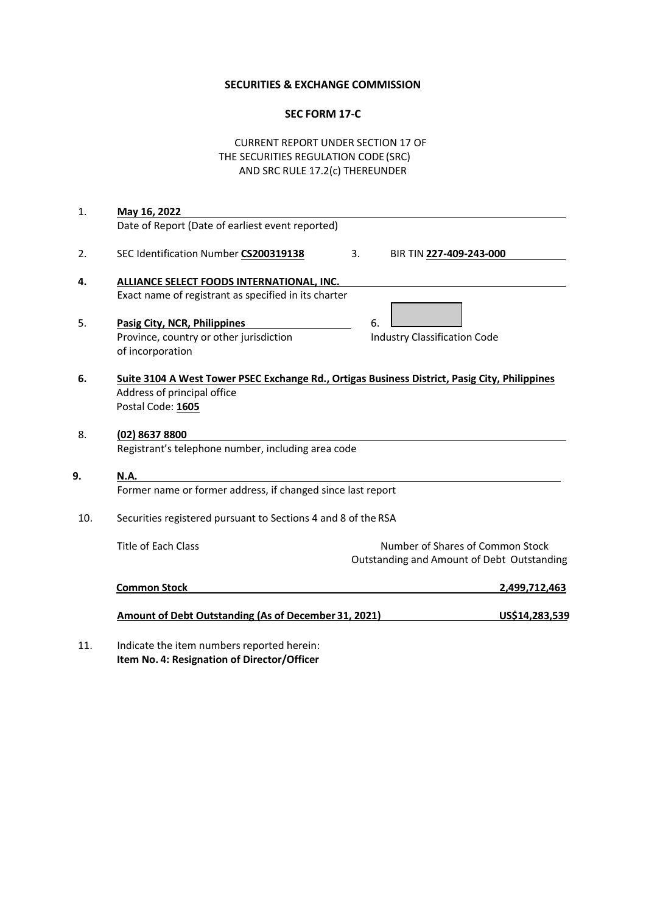**SECURITIES & EXCHANGE COMMISSION**

**SEC FORM 17-C**

CURRENT REPORT UNDER SECTION 17 OF
THE SECURITIES REGULATION CODE (SRC)
AND SRC RULE 17.2(c) THEREUNDER

1. **May 16, 2022**
   Date of Report (Date of earliest event reported)

2. SEC Identification Number **CS200319138**  3. BIR TIN **227-409-243-000**

4. **ALLIANCE SELECT FOODS INTERNATIONAL, INC.**
   Exact name of registrant as specified in its charter

5. **Pasig City, NCR, Philippines**
   Province, country or other jurisdiction of incorporation

6. Industry Classification Code

6. **Suite 3104 A West Tower PSEC Exchange Rd., Ortigas Business District, Pasig City, Philippines**
   Address of principal office
   Postal Code: **1605**

8. **(02) 8637 8800**
   Registrant's telephone number, including area code

9. **N.A.**
   Former name or former address, if changed since last report

10. Securities registered pursuant to Sections 4 and 8 of the RSA

| Title of Each Class | Number of Shares of Common Stock Outstanding and Amount of Debt Outstanding |
|---|---|
| **Common Stock** | **2,499,712,463** |
| **Amount of Debt Outstanding (As of December 31, 2021)** | **US$14,283,539** |

11. Indicate the item numbers reported herein:
    **Item No. 4: Resignation of Director/Officer**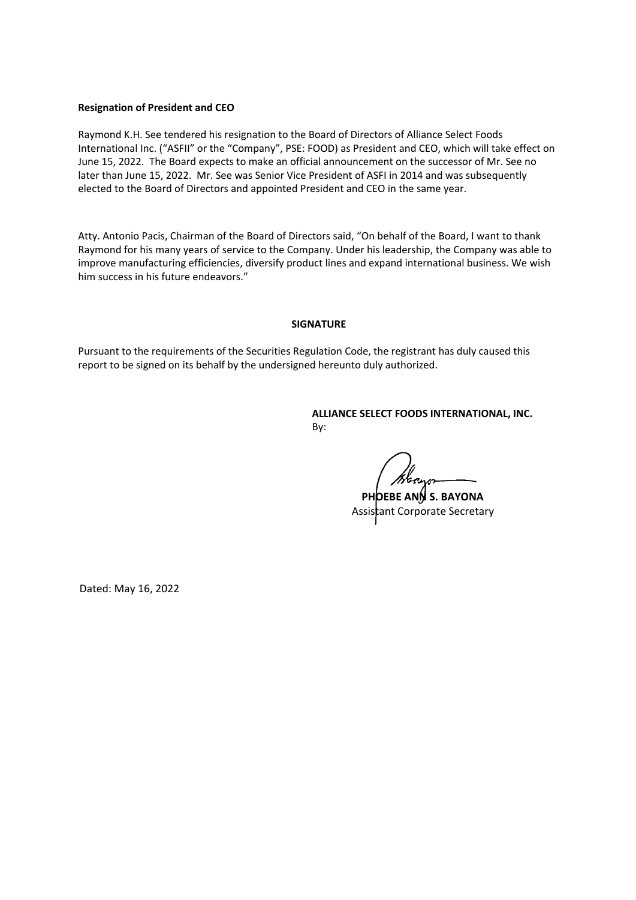**Resignation of President and CEO**

Raymond K.H. See tendered his resignation to the Board of Directors of Alliance Select Foods International Inc. ("ASFII" or the "Company", PSE: FOOD) as President and CEO, which will take effect on June 15, 2022. The Board expects to make an official announcement on the successor of Mr. See no later than June 15, 2022. Mr. See was Senior Vice President of ASFI in 2014 and was subsequently elected to the Board of Directors and appointed President and CEO in the same year.

Atty. Antonio Pacis, Chairman of the Board of Directors said, "On behalf of the Board, I want to thank Raymond for his many years of service to the Company. Under his leadership, the Company was able to improve manufacturing efficiencies, diversify product lines and expand international business. We wish him success in his future endeavors."

**SIGNATURE**

Pursuant to the requirements of the Securities Regulation Code, the registrant has duly caused this report to be signed on its behalf by the undersigned hereunto duly authorized.

**ALLIANCE SELECT FOODS INTERNATIONAL, INC.**
By:

**PHOEBE ANN S. BAYONA**
Assistant Corporate Secretary

Dated: May 16, 2022